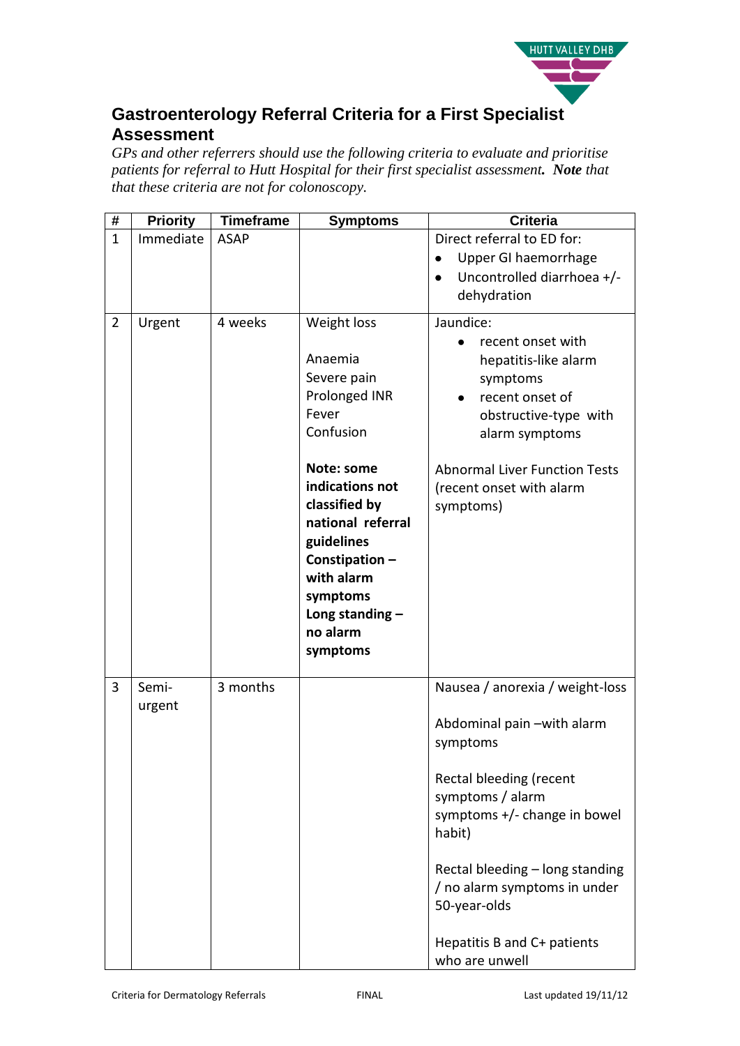# Gastroenterology Referral Criteria for a First Specialist Assessment

*GPs and other referrers should use the following criteria to evaluate and prioritise patients for referral to Hutt Hospital for their first specialist assessment. **Note** that that these criteria are not for colonoscopy.*

| # | Priority | Timeframe | Symptoms | Criteria |
|---|---|---|---|---|
| 1 | Immediate | ASAP | | Direct referral to ED for:<br>• Upper GI haemorrhage<br>• Uncontrolled diarrhoea +/- dehydration |
| 2 | Urgent | 4 weeks | Weight loss<br><br>Anaemia<br>Severe pain<br>Prolonged INR<br>Fever<br>Confusion<br><br>**Note: some indications not classified by national referral guidelines**<br>**Constipation – with alarm symptoms**<br>**Long standing – no alarm symptoms** | Jaundice:<br>• recent onset with hepatitis-like alarm symptoms<br>• recent onset of obstructive-type with alarm symptoms<br><br>Abnormal Liver Function Tests (recent onset with alarm symptoms) |
| 3 | Semi-urgent | 3 months | | Nausea / anorexia / weight-loss<br><br>Abdominal pain –with alarm symptoms<br><br>Rectal bleeding (recent symptoms / alarm symptoms +/- change in bowel habit)<br><br>Rectal bleeding – long standing / no alarm symptoms in under 50-year-olds<br><br>Hepatitis B and C+ patients who are unwell |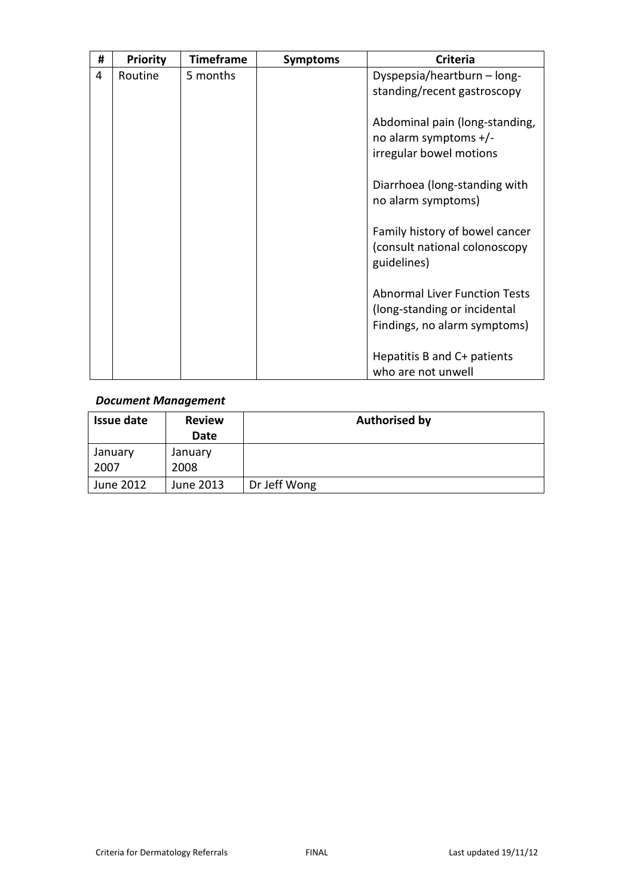| # | Priority | Timeframe | Symptoms | Criteria |
|---|---|---|---|---|
| 4 | Routine | 5 months | | Dyspepsia/heartburn – long-standing/recent gastroscopy<br><br>Abdominal pain (long-standing, no alarm symptoms +/- irregular bowel motions<br><br>Diarrhoea (long-standing with no alarm symptoms)<br><br>Family history of bowel cancer (consult national colonoscopy guidelines)<br><br>Abnormal Liver Function Tests (long-standing or incidental Findings, no alarm symptoms)<br><br>Hepatitis B and C+ patients who are not unwell |

***Document Management***

| Issue date | Review Date | Authorised by |
|---|---|---|
| January 2007 | January 2008 | |
| June 2012 | June 2013 | Dr Jeff Wong |